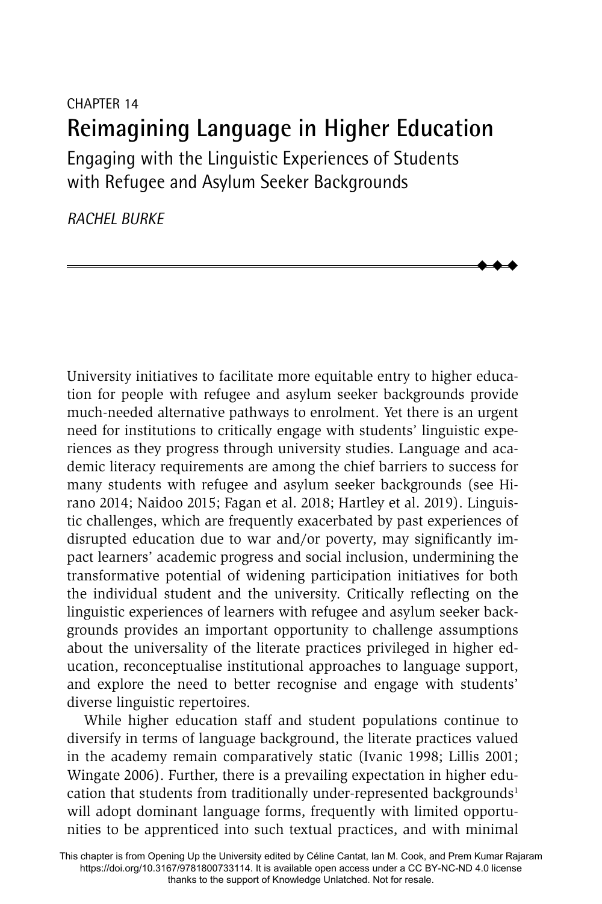CHAPTER 14

# Reimagining Language in Higher Education

## Engaging with the Linguistic Experiences of Students with Refugee and Asylum Seeker Backgrounds

*RACHEL BURKE*

University initiatives to facilitate more equitable entry to higher education for people with refugee and asylum seeker backgrounds provide much-needed alternative pathways to enrolment. Yet there is an urgent need for institutions to critically engage with students' linguistic experiences as they progress through university studies. Language and academic literacy requirements are among the chief barriers to success for many students with refugee and asylum seeker backgrounds (see Hirano 2014; Naidoo 2015; Fagan et al. 2018; Hartley et al. 2019). Linguistic challenges, which are frequently exacerbated by past experiences of disrupted education due to war and/or poverty, may significantly impact learners' academic progress and social inclusion, undermining the transformative potential of widening participation initiatives for both the individual student and the university. Critically reflecting on the linguistic experiences of learners with refugee and asylum seeker backgrounds provides an important opportunity to challenge assumptions about the universality of the literate practices privileged in higher education, reconceptualise institutional approaches to language support, and explore the need to better recognise and engage with students' diverse linguistic repertoires.

While higher education staff and student populations continue to diversify in terms of language background, the literate practices valued in the academy remain comparatively static (Ivanic 1998; Lillis 2001; Wingate 2006). Further, there is a prevailing expectation in higher education that students from traditionally under-represented backgrounds[1] will adopt dominant language forms, frequently with limited opportunities to be apprenticed into such textual practices, and with minimal

This chapter is from Opening Up the University edited by Céline Cantat, Ian M. Cook, and Prem Kumar Rajaram https://doi.org/10.3167/9781800733114. It is available open access under a CC BY-NC-ND 4.0 license thanks to the support of Knowledge Unlatched. Not for resale.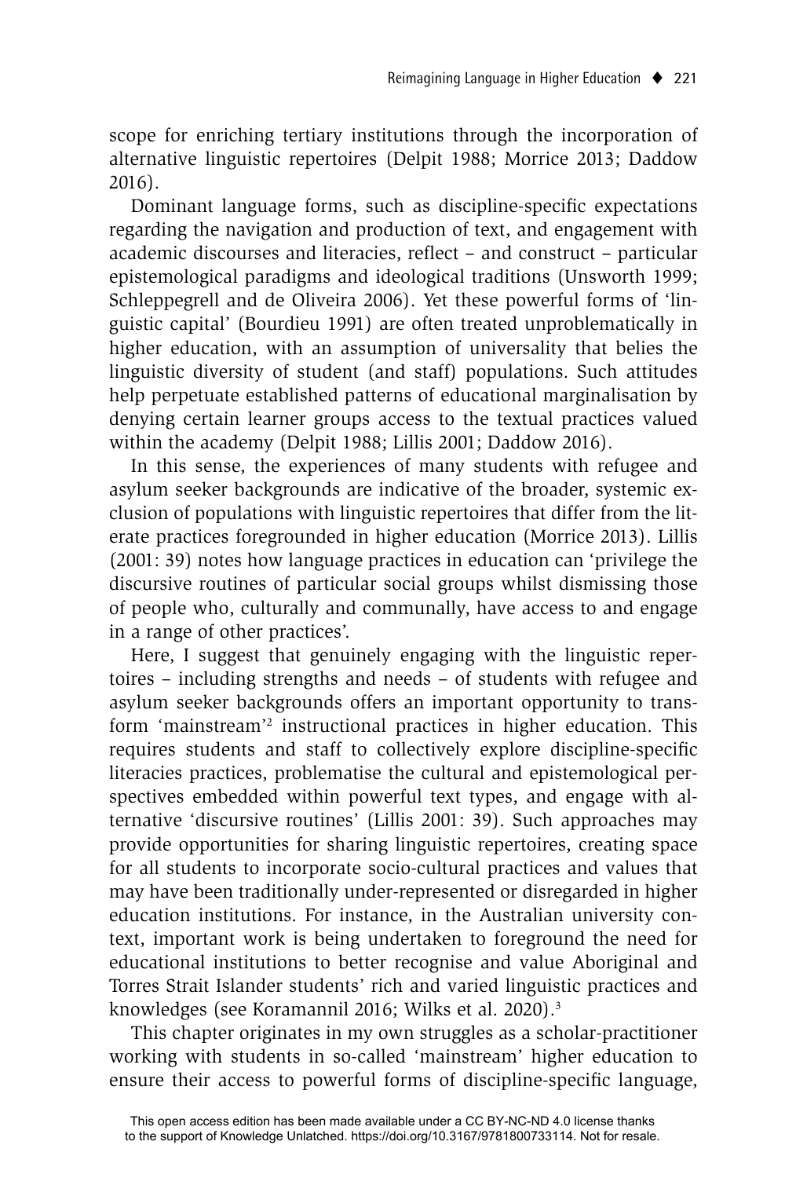scope for enriching tertiary institutions through the incorporation of alternative linguistic repertoires (Delpit 1988; Morrice 2013; Daddow 2016).

Dominant language forms, such as discipline-specific expectations regarding the navigation and production of text, and engagement with academic discourses and literacies, reflect – and construct – particular epistemological paradigms and ideological traditions (Unsworth 1999; Schleppegrell and de Oliveira 2006). Yet these powerful forms of 'linguistic capital' (Bourdieu 1991) are often treated unproblematically in higher education, with an assumption of universality that belies the linguistic diversity of student (and staff) populations. Such attitudes help perpetuate established patterns of educational marginalisation by denying certain learner groups access to the textual practices valued within the academy (Delpit 1988; Lillis 2001; Daddow 2016).

In this sense, the experiences of many students with refugee and asylum seeker backgrounds are indicative of the broader, systemic exclusion of populations with linguistic repertoires that differ from the literate practices foregrounded in higher education (Morrice 2013). Lillis (2001: 39) notes how language practices in education can 'privilege the discursive routines of particular social groups whilst dismissing those of people who, culturally and communally, have access to and engage in a range of other practices'.

Here, I suggest that genuinely engaging with the linguistic repertoires – including strengths and needs – of students with refugee and asylum seeker backgrounds offers an important opportunity to transform 'mainstream'[2] instructional practices in higher education. This requires students and staff to collectively explore discipline-specific literacies practices, problematise the cultural and epistemological perspectives embedded within powerful text types, and engage with alternative 'discursive routines' (Lillis 2001: 39). Such approaches may provide opportunities for sharing linguistic repertoires, creating space for all students to incorporate socio-cultural practices and values that may have been traditionally under-represented or disregarded in higher education institutions. For instance, in the Australian university context, important work is being undertaken to foreground the need for educational institutions to better recognise and value Aboriginal and Torres Strait Islander students' rich and varied linguistic practices and knowledges (see Koramannil 2016; Wilks et al. 2020).[3]

This chapter originates in my own struggles as a scholar-practitioner working with students in so-called 'mainstream' higher education to ensure their access to powerful forms of discipline-specific language,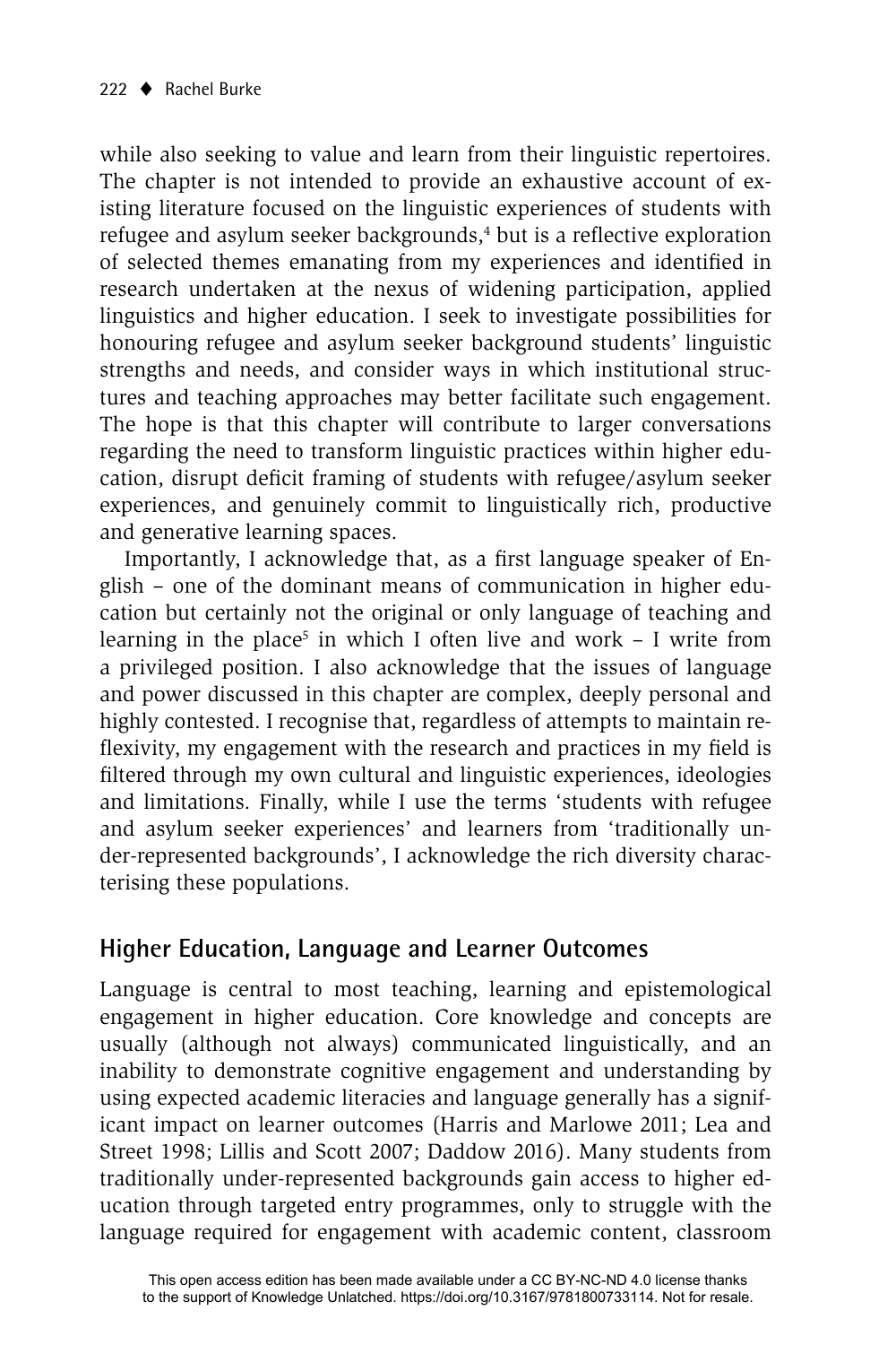while also seeking to value and learn from their linguistic repertoires. The chapter is not intended to provide an exhaustive account of existing literature focused on the linguistic experiences of students with refugee and asylum seeker backgrounds,[4] but is a reflective exploration of selected themes emanating from my experiences and identified in research undertaken at the nexus of widening participation, applied linguistics and higher education. I seek to investigate possibilities for honouring refugee and asylum seeker background students' linguistic strengths and needs, and consider ways in which institutional structures and teaching approaches may better facilitate such engagement. The hope is that this chapter will contribute to larger conversations regarding the need to transform linguistic practices within higher education, disrupt deficit framing of students with refugee/asylum seeker experiences, and genuinely commit to linguistically rich, productive and generative learning spaces.

Importantly, I acknowledge that, as a first language speaker of English – one of the dominant means of communication in higher education but certainly not the original or only language of teaching and learning in the place[5] in which I often live and work – I write from a privileged position. I also acknowledge that the issues of language and power discussed in this chapter are complex, deeply personal and highly contested. I recognise that, regardless of attempts to maintain reflexivity, my engagement with the research and practices in my field is filtered through my own cultural and linguistic experiences, ideologies and limitations. Finally, while I use the terms 'students with refugee and asylum seeker experiences' and learners from 'traditionally under-represented backgrounds', I acknowledge the rich diversity characterising these populations.

## Higher Education, Language and Learner Outcomes

Language is central to most teaching, learning and epistemological engagement in higher education. Core knowledge and concepts are usually (although not always) communicated linguistically, and an inability to demonstrate cognitive engagement and understanding by using expected academic literacies and language generally has a significant impact on learner outcomes (Harris and Marlowe 2011; Lea and Street 1998; Lillis and Scott 2007; Daddow 2016). Many students from traditionally under-represented backgrounds gain access to higher education through targeted entry programmes, only to struggle with the language required for engagement with academic content, classroom

This open access edition has been made available under a CC BY-NC-ND 4.0 license thanks to the support of Knowledge Unlatched. https://doi.org/10.3167/9781800733114. Not for resale.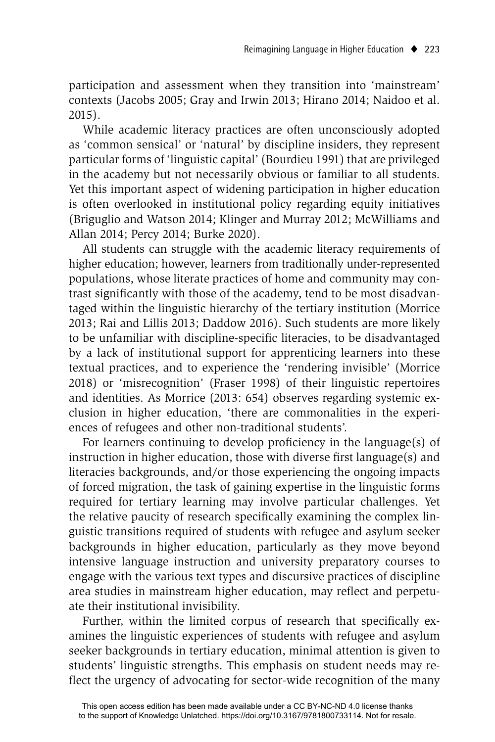participation and assessment when they transition into 'mainstream' contexts (Jacobs 2005; Gray and Irwin 2013; Hirano 2014; Naidoo et al. 2015).

While academic literacy practices are often unconsciously adopted as 'common sensical' or 'natural' by discipline insiders, they represent particular forms of 'linguistic capital' (Bourdieu 1991) that are privileged in the academy but not necessarily obvious or familiar to all students. Yet this important aspect of widening participation in higher education is often overlooked in institutional policy regarding equity initiatives (Briguglio and Watson 2014; Klinger and Murray 2012; McWilliams and Allan 2014; Percy 2014; Burke 2020).

All students can struggle with the academic literacy requirements of higher education; however, learners from traditionally under-represented populations, whose literate practices of home and community may contrast significantly with those of the academy, tend to be most disadvantaged within the linguistic hierarchy of the tertiary institution (Morrice 2013; Rai and Lillis 2013; Daddow 2016). Such students are more likely to be unfamiliar with discipline-specific literacies, to be disadvantaged by a lack of institutional support for apprenticing learners into these textual practices, and to experience the 'rendering invisible' (Morrice 2018) or 'misrecognition' (Fraser 1998) of their linguistic repertoires and identities. As Morrice (2013: 654) observes regarding systemic exclusion in higher education, 'there are commonalities in the experiences of refugees and other non-traditional students'.

For learners continuing to develop proficiency in the language(s) of instruction in higher education, those with diverse first language(s) and literacies backgrounds, and/or those experiencing the ongoing impacts of forced migration, the task of gaining expertise in the linguistic forms required for tertiary learning may involve particular challenges. Yet the relative paucity of research specifically examining the complex linguistic transitions required of students with refugee and asylum seeker backgrounds in higher education, particularly as they move beyond intensive language instruction and university preparatory courses to engage with the various text types and discursive practices of discipline area studies in mainstream higher education, may reflect and perpetuate their institutional invisibility.

Further, within the limited corpus of research that specifically examines the linguistic experiences of students with refugee and asylum seeker backgrounds in tertiary education, minimal attention is given to students' linguistic strengths. This emphasis on student needs may reflect the urgency of advocating for sector-wide recognition of the many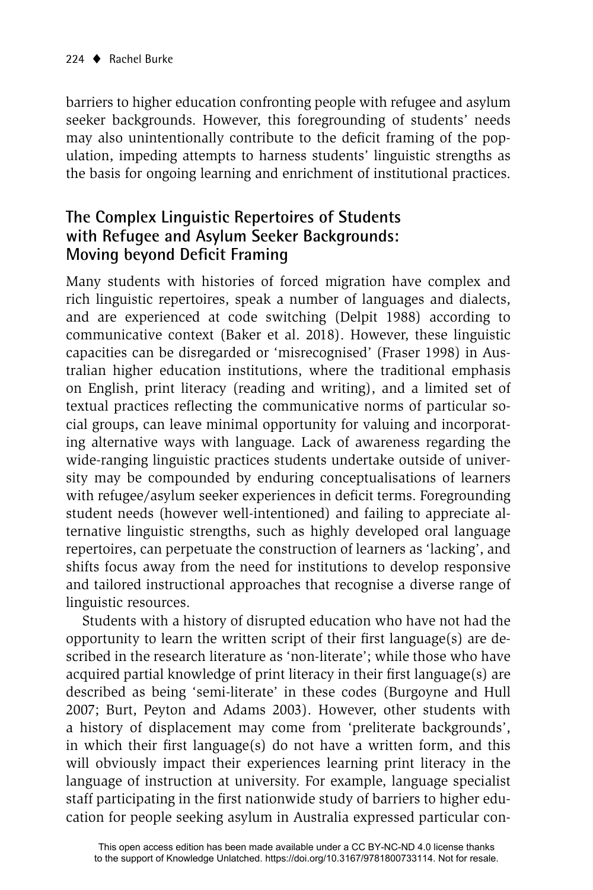barriers to higher education confronting people with refugee and asylum seeker backgrounds. However, this foregrounding of students' needs may also unintentionally contribute to the deficit framing of the population, impeding attempts to harness students' linguistic strengths as the basis for ongoing learning and enrichment of institutional practices.

## The Complex Linguistic Repertoires of Students with Refugee and Asylum Seeker Backgrounds: Moving beyond Deficit Framing

Many students with histories of forced migration have complex and rich linguistic repertoires, speak a number of languages and dialects, and are experienced at code switching (Delpit 1988) according to communicative context (Baker et al. 2018). However, these linguistic capacities can be disregarded or 'misrecognised' (Fraser 1998) in Australian higher education institutions, where the traditional emphasis on English, print literacy (reading and writing), and a limited set of textual practices reflecting the communicative norms of particular social groups, can leave minimal opportunity for valuing and incorporating alternative ways with language. Lack of awareness regarding the wide-ranging linguistic practices students undertake outside of university may be compounded by enduring conceptualisations of learners with refugee/asylum seeker experiences in deficit terms. Foregrounding student needs (however well-intentioned) and failing to appreciate alternative linguistic strengths, such as highly developed oral language repertoires, can perpetuate the construction of learners as 'lacking', and shifts focus away from the need for institutions to develop responsive and tailored instructional approaches that recognise a diverse range of linguistic resources.

Students with a history of disrupted education who have not had the opportunity to learn the written script of their first language(s) are described in the research literature as 'non-literate'; while those who have acquired partial knowledge of print literacy in their first language(s) are described as being 'semi-literate' in these codes (Burgoyne and Hull 2007; Burt, Peyton and Adams 2003). However, other students with a history of displacement may come from 'preliterate backgrounds', in which their first language(s) do not have a written form, and this will obviously impact their experiences learning print literacy in the language of instruction at university. For example, language specialist staff participating in the first nationwide study of barriers to higher education for people seeking asylum in Australia expressed particular con-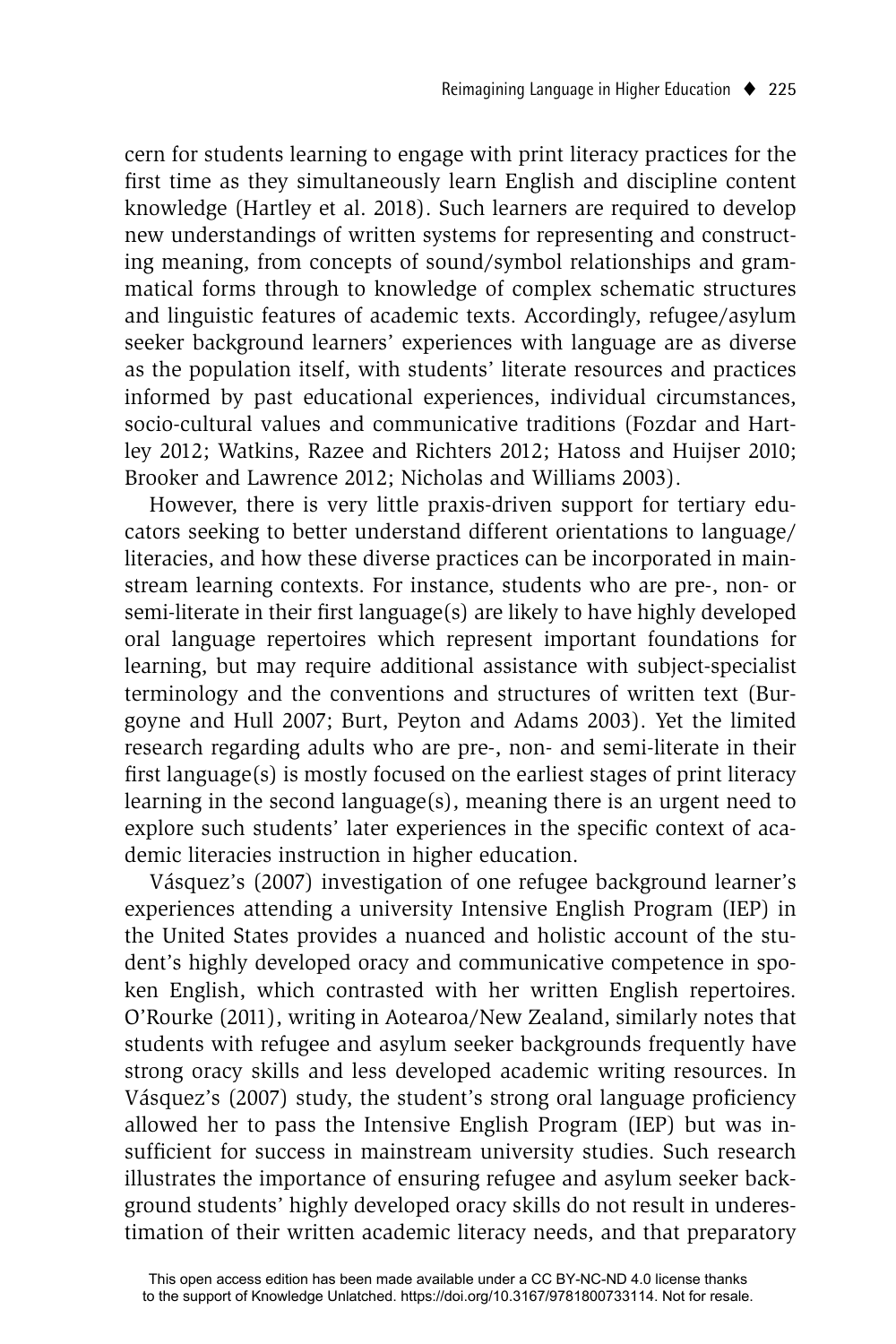cern for students learning to engage with print literacy practices for the first time as they simultaneously learn English and discipline content knowledge (Hartley et al. 2018). Such learners are required to develop new understandings of written systems for representing and constructing meaning, from concepts of sound/symbol relationships and grammatical forms through to knowledge of complex schematic structures and linguistic features of academic texts. Accordingly, refugee/asylum seeker background learners' experiences with language are as diverse as the population itself, with students' literate resources and practices informed by past educational experiences, individual circumstances, socio-cultural values and communicative traditions (Fozdar and Hartley 2012; Watkins, Razee and Richters 2012; Hatoss and Huijser 2010; Brooker and Lawrence 2012; Nicholas and Williams 2003).

However, there is very little praxis-driven support for tertiary educators seeking to better understand different orientations to language/literacies, and how these diverse practices can be incorporated in mainstream learning contexts. For instance, students who are pre-, non- or semi-literate in their first language(s) are likely to have highly developed oral language repertoires which represent important foundations for learning, but may require additional assistance with subject-specialist terminology and the conventions and structures of written text (Burgoyne and Hull 2007; Burt, Peyton and Adams 2003). Yet the limited research regarding adults who are pre-, non- and semi-literate in their first language(s) is mostly focused on the earliest stages of print literacy learning in the second language(s), meaning there is an urgent need to explore such students' later experiences in the specific context of academic literacies instruction in higher education.

Vásquez's (2007) investigation of one refugee background learner's experiences attending a university Intensive English Program (IEP) in the United States provides a nuanced and holistic account of the student's highly developed oracy and communicative competence in spoken English, which contrasted with her written English repertoires. O'Rourke (2011), writing in Aotearoa/New Zealand, similarly notes that students with refugee and asylum seeker backgrounds frequently have strong oracy skills and less developed academic writing resources. In Vásquez's (2007) study, the student's strong oral language proficiency allowed her to pass the Intensive English Program (IEP) but was insufficient for success in mainstream university studies. Such research illustrates the importance of ensuring refugee and asylum seeker background students' highly developed oracy skills do not result in underestimation of their written academic literacy needs, and that preparatory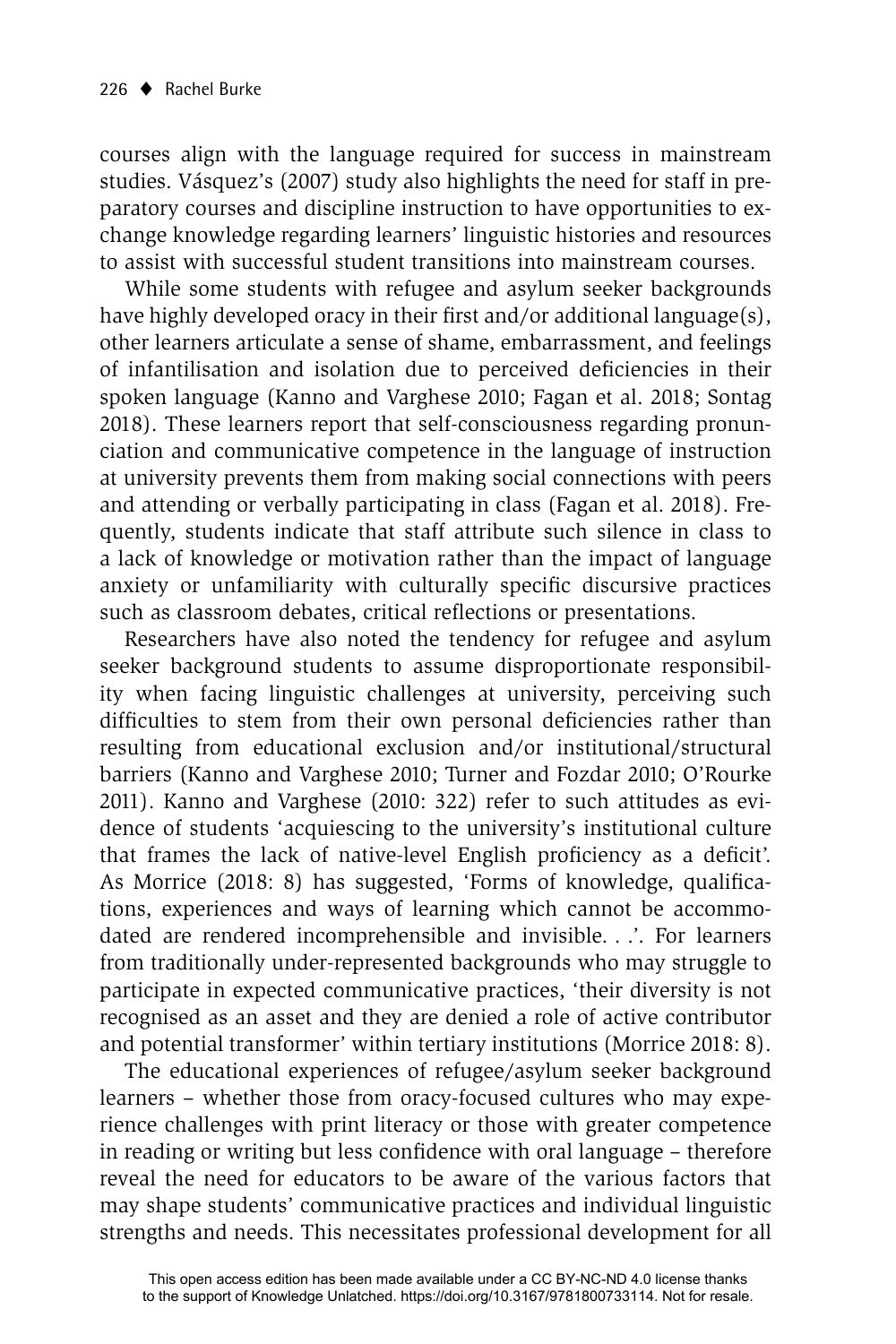courses align with the language required for success in mainstream studies. Vásquez's (2007) study also highlights the need for staff in preparatory courses and discipline instruction to have opportunities to exchange knowledge regarding learners' linguistic histories and resources to assist with successful student transitions into mainstream courses.

While some students with refugee and asylum seeker backgrounds have highly developed oracy in their first and/or additional language(s), other learners articulate a sense of shame, embarrassment, and feelings of infantilisation and isolation due to perceived deficiencies in their spoken language (Kanno and Varghese 2010; Fagan et al. 2018; Sontag 2018). These learners report that self-consciousness regarding pronunciation and communicative competence in the language of instruction at university prevents them from making social connections with peers and attending or verbally participating in class (Fagan et al. 2018). Frequently, students indicate that staff attribute such silence in class to a lack of knowledge or motivation rather than the impact of language anxiety or unfamiliarity with culturally specific discursive practices such as classroom debates, critical reflections or presentations.

Researchers have also noted the tendency for refugee and asylum seeker background students to assume disproportionate responsibility when facing linguistic challenges at university, perceiving such difficulties to stem from their own personal deficiencies rather than resulting from educational exclusion and/or institutional/structural barriers (Kanno and Varghese 2010; Turner and Fozdar 2010; O'Rourke 2011). Kanno and Varghese (2010: 322) refer to such attitudes as evidence of students 'acquiescing to the university's institutional culture that frames the lack of native-level English proficiency as a deficit'. As Morrice (2018: 8) has suggested, 'Forms of knowledge, qualifications, experiences and ways of learning which cannot be accommodated are rendered incomprehensible and invisible. . .'. For learners from traditionally under-represented backgrounds who may struggle to participate in expected communicative practices, 'their diversity is not recognised as an asset and they are denied a role of active contributor and potential transformer' within tertiary institutions (Morrice 2018: 8).

The educational experiences of refugee/asylum seeker background learners – whether those from oracy-focused cultures who may experience challenges with print literacy or those with greater competence in reading or writing but less confidence with oral language – therefore reveal the need for educators to be aware of the various factors that may shape students' communicative practices and individual linguistic strengths and needs. This necessitates professional development for all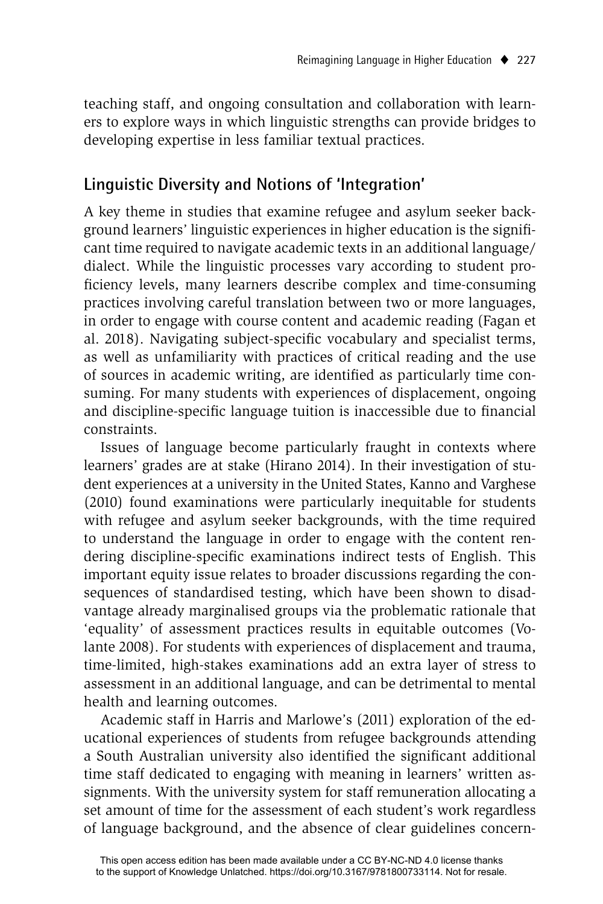teaching staff, and ongoing consultation and collaboration with learners to explore ways in which linguistic strengths can provide bridges to developing expertise in less familiar textual practices.

## Linguistic Diversity and Notions of 'Integration'

A key theme in studies that examine refugee and asylum seeker background learners' linguistic experiences in higher education is the significant time required to navigate academic texts in an additional language/dialect. While the linguistic processes vary according to student proficiency levels, many learners describe complex and time-consuming practices involving careful translation between two or more languages, in order to engage with course content and academic reading (Fagan et al. 2018). Navigating subject-specific vocabulary and specialist terms, as well as unfamiliarity with practices of critical reading and the use of sources in academic writing, are identified as particularly time consuming. For many students with experiences of displacement, ongoing and discipline-specific language tuition is inaccessible due to financial constraints.

Issues of language become particularly fraught in contexts where learners' grades are at stake (Hirano 2014). In their investigation of student experiences at a university in the United States, Kanno and Varghese (2010) found examinations were particularly inequitable for students with refugee and asylum seeker backgrounds, with the time required to understand the language in order to engage with the content rendering discipline-specific examinations indirect tests of English. This important equity issue relates to broader discussions regarding the consequences of standardised testing, which have been shown to disadvantage already marginalised groups via the problematic rationale that 'equality' of assessment practices results in equitable outcomes (Volante 2008). For students with experiences of displacement and trauma, time-limited, high-stakes examinations add an extra layer of stress to assessment in an additional language, and can be detrimental to mental health and learning outcomes.

Academic staff in Harris and Marlowe's (2011) exploration of the educational experiences of students from refugee backgrounds attending a South Australian university also identified the significant additional time staff dedicated to engaging with meaning in learners' written assignments. With the university system for staff remuneration allocating a set amount of time for the assessment of each student's work regardless of language background, and the absence of clear guidelines concern-

This open access edition has been made available under a CC BY-NC-ND 4.0 license thanks to the support of Knowledge Unlatched. https://doi.org/10.3167/9781800733114. Not for resale.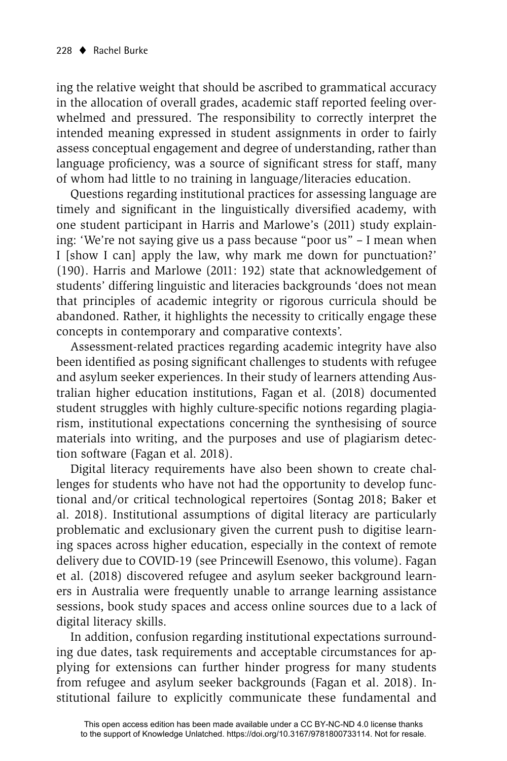ing the relative weight that should be ascribed to grammatical accuracy in the allocation of overall grades, academic staff reported feeling overwhelmed and pressured. The responsibility to correctly interpret the intended meaning expressed in student assignments in order to fairly assess conceptual engagement and degree of understanding, rather than language proficiency, was a source of significant stress for staff, many of whom had little to no training in language/literacies education.

Questions regarding institutional practices for assessing language are timely and significant in the linguistically diversified academy, with one student participant in Harris and Marlowe's (2011) study explaining: 'We're not saying give us a pass because "poor us" – I mean when I [show I can] apply the law, why mark me down for punctuation?' (190). Harris and Marlowe (2011: 192) state that acknowledgement of students' differing linguistic and literacies backgrounds 'does not mean that principles of academic integrity or rigorous curricula should be abandoned. Rather, it highlights the necessity to critically engage these concepts in contemporary and comparative contexts'.

Assessment-related practices regarding academic integrity have also been identified as posing significant challenges to students with refugee and asylum seeker experiences. In their study of learners attending Australian higher education institutions, Fagan et al. (2018) documented student struggles with highly culture-specific notions regarding plagiarism, institutional expectations concerning the synthesising of source materials into writing, and the purposes and use of plagiarism detection software (Fagan et al. 2018).

Digital literacy requirements have also been shown to create challenges for students who have not had the opportunity to develop functional and/or critical technological repertoires (Sontag 2018; Baker et al. 2018). Institutional assumptions of digital literacy are particularly problematic and exclusionary given the current push to digitise learning spaces across higher education, especially in the context of remote delivery due to COVID-19 (see Princewill Esenowo, this volume). Fagan et al. (2018) discovered refugee and asylum seeker background learners in Australia were frequently unable to arrange learning assistance sessions, book study spaces and access online sources due to a lack of digital literacy skills.

In addition, confusion regarding institutional expectations surrounding due dates, task requirements and acceptable circumstances for applying for extensions can further hinder progress for many students from refugee and asylum seeker backgrounds (Fagan et al. 2018). Institutional failure to explicitly communicate these fundamental and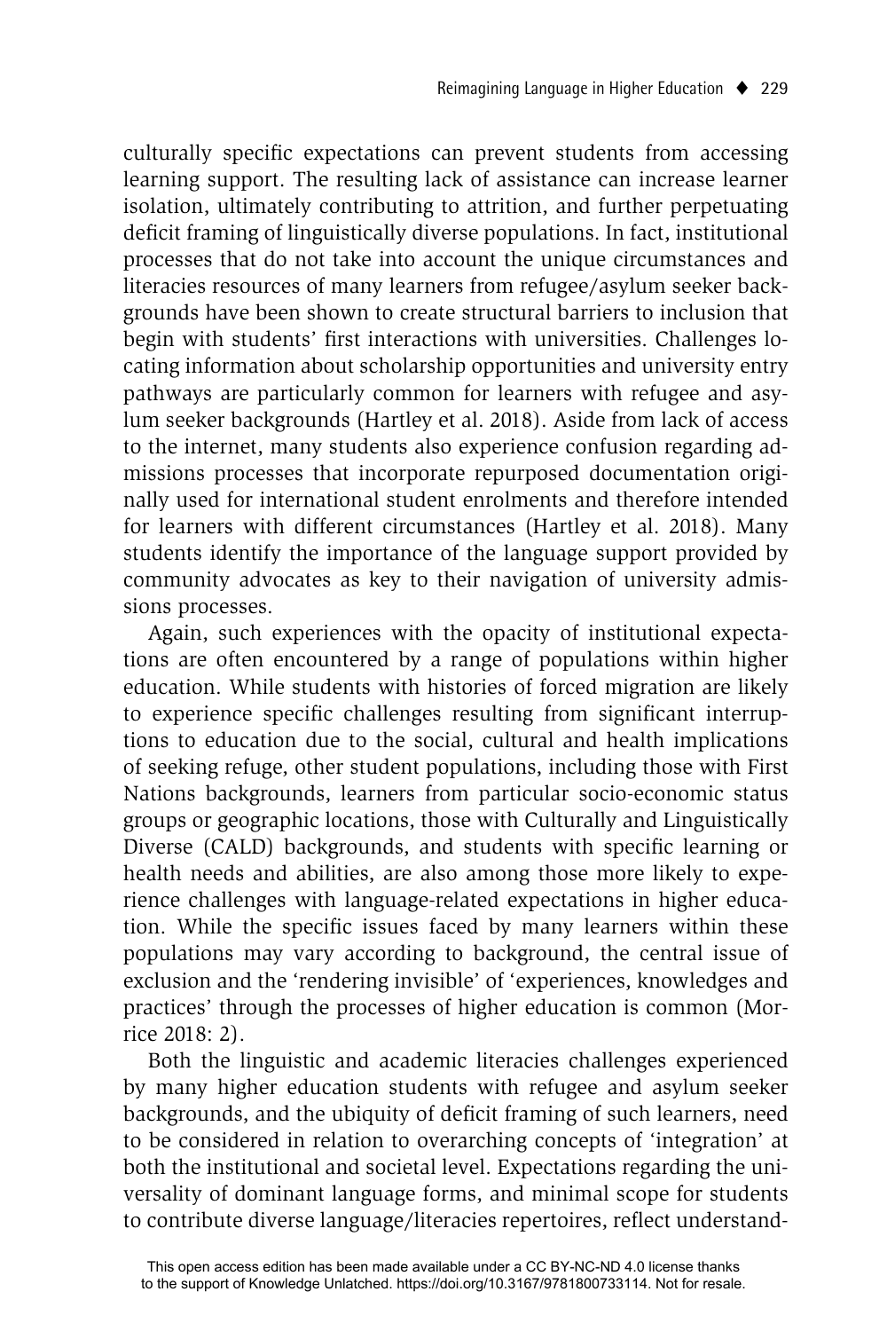culturally specific expectations can prevent students from accessing learning support. The resulting lack of assistance can increase learner isolation, ultimately contributing to attrition, and further perpetuating deficit framing of linguistically diverse populations. In fact, institutional processes that do not take into account the unique circumstances and literacies resources of many learners from refugee/asylum seeker backgrounds have been shown to create structural barriers to inclusion that begin with students' first interactions with universities. Challenges locating information about scholarship opportunities and university entry pathways are particularly common for learners with refugee and asylum seeker backgrounds (Hartley et al. 2018). Aside from lack of access to the internet, many students also experience confusion regarding admissions processes that incorporate repurposed documentation originally used for international student enrolments and therefore intended for learners with different circumstances (Hartley et al. 2018). Many students identify the importance of the language support provided by community advocates as key to their navigation of university admissions processes.

Again, such experiences with the opacity of institutional expectations are often encountered by a range of populations within higher education. While students with histories of forced migration are likely to experience specific challenges resulting from significant interruptions to education due to the social, cultural and health implications of seeking refuge, other student populations, including those with First Nations backgrounds, learners from particular socio-economic status groups or geographic locations, those with Culturally and Linguistically Diverse (CALD) backgrounds, and students with specific learning or health needs and abilities, are also among those more likely to experience challenges with language-related expectations in higher education. While the specific issues faced by many learners within these populations may vary according to background, the central issue of exclusion and the 'rendering invisible' of 'experiences, knowledges and practices' through the processes of higher education is common (Morrice 2018: 2).

Both the linguistic and academic literacies challenges experienced by many higher education students with refugee and asylum seeker backgrounds, and the ubiquity of deficit framing of such learners, need to be considered in relation to overarching concepts of 'integration' at both the institutional and societal level. Expectations regarding the universality of dominant language forms, and minimal scope for students to contribute diverse language/literacies repertoires, reflect understand-

This open access edition has been made available under a CC BY-NC-ND 4.0 license thanks to the support of Knowledge Unlatched. https://doi.org/10.3167/9781800733114. Not for resale.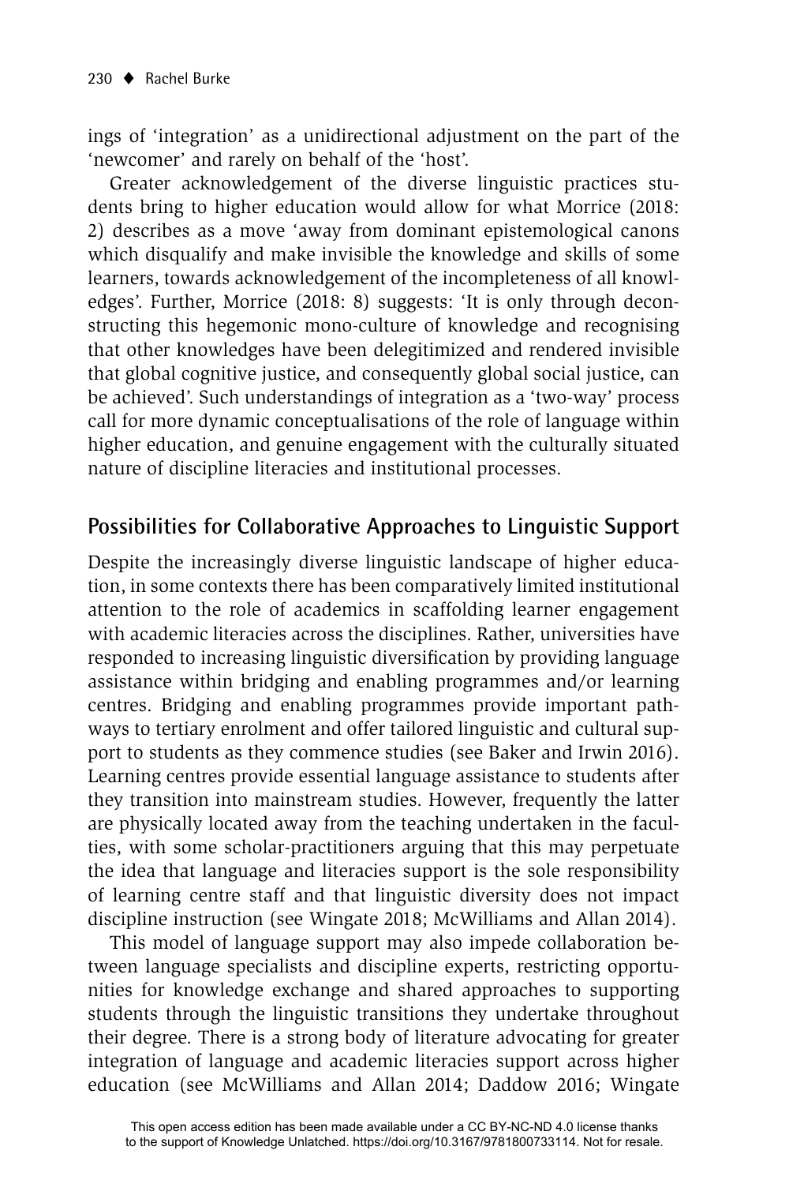ings of 'integration' as a unidirectional adjustment on the part of the 'newcomer' and rarely on behalf of the 'host'.

Greater acknowledgement of the diverse linguistic practices students bring to higher education would allow for what Morrice (2018: 2) describes as a move 'away from dominant epistemological canons which disqualify and make invisible the knowledge and skills of some learners, towards acknowledgement of the incompleteness of all knowledges'. Further, Morrice (2018: 8) suggests: 'It is only through deconstructing this hegemonic mono-culture of knowledge and recognising that other knowledges have been delegitimized and rendered invisible that global cognitive justice, and consequently global social justice, can be achieved'. Such understandings of integration as a 'two-way' process call for more dynamic conceptualisations of the role of language within higher education, and genuine engagement with the culturally situated nature of discipline literacies and institutional processes.

## Possibilities for Collaborative Approaches to Linguistic Support

Despite the increasingly diverse linguistic landscape of higher education, in some contexts there has been comparatively limited institutional attention to the role of academics in scaffolding learner engagement with academic literacies across the disciplines. Rather, universities have responded to increasing linguistic diversification by providing language assistance within bridging and enabling programmes and/or learning centres. Bridging and enabling programmes provide important pathways to tertiary enrolment and offer tailored linguistic and cultural support to students as they commence studies (see Baker and Irwin 2016). Learning centres provide essential language assistance to students after they transition into mainstream studies. However, frequently the latter are physically located away from the teaching undertaken in the faculties, with some scholar-practitioners arguing that this may perpetuate the idea that language and literacies support is the sole responsibility of learning centre staff and that linguistic diversity does not impact discipline instruction (see Wingate 2018; McWilliams and Allan 2014).

This model of language support may also impede collaboration between language specialists and discipline experts, restricting opportunities for knowledge exchange and shared approaches to supporting students through the linguistic transitions they undertake throughout their degree. There is a strong body of literature advocating for greater integration of language and academic literacies support across higher education (see McWilliams and Allan 2014; Daddow 2016; Wingate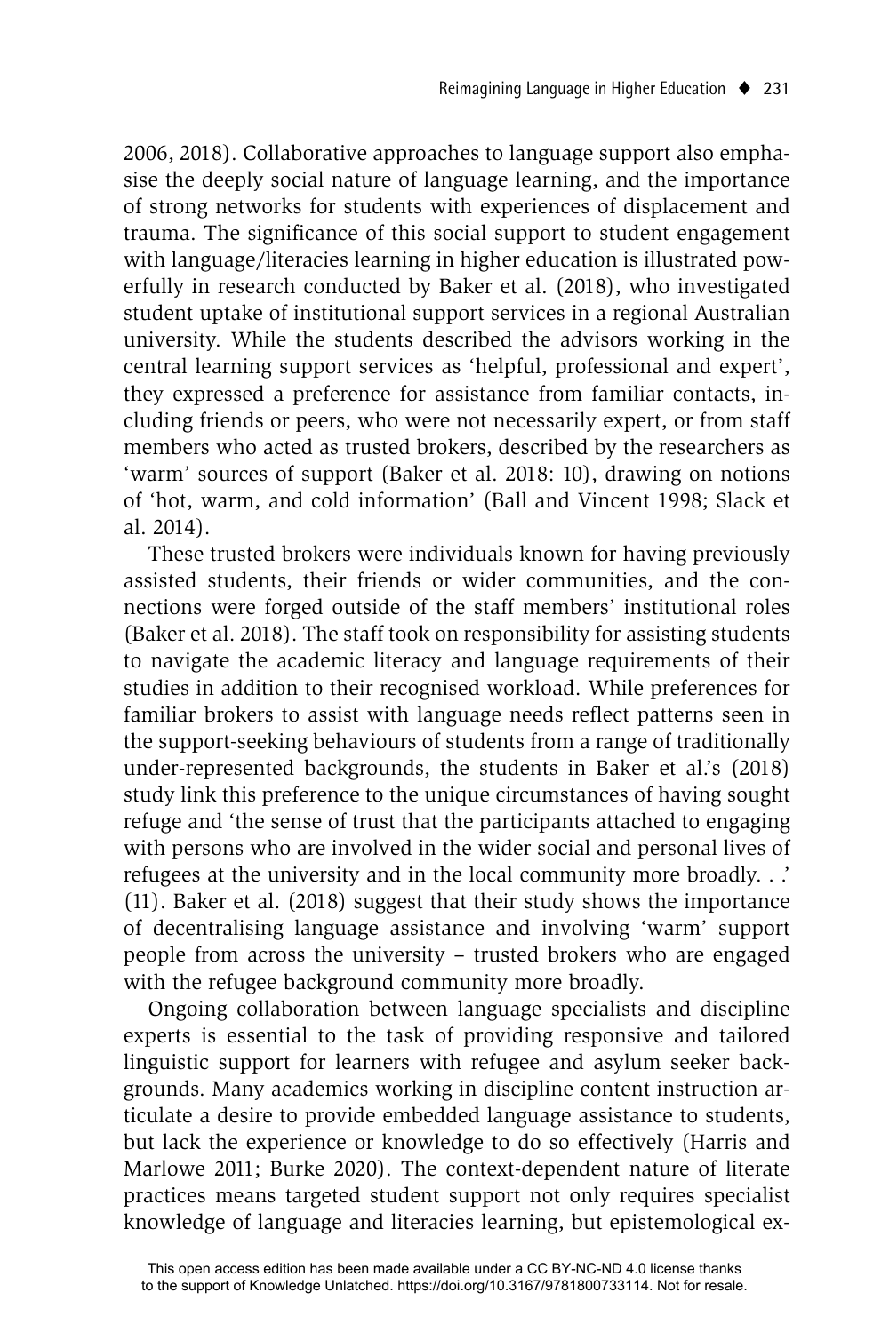2006, 2018). Collaborative approaches to language support also emphasise the deeply social nature of language learning, and the importance of strong networks for students with experiences of displacement and trauma. The significance of this social support to student engagement with language/literacies learning in higher education is illustrated powerfully in research conducted by Baker et al. (2018), who investigated student uptake of institutional support services in a regional Australian university. While the students described the advisors working in the central learning support services as 'helpful, professional and expert', they expressed a preference for assistance from familiar contacts, including friends or peers, who were not necessarily expert, or from staff members who acted as trusted brokers, described by the researchers as 'warm' sources of support (Baker et al. 2018: 10), drawing on notions of 'hot, warm, and cold information' (Ball and Vincent 1998; Slack et al. 2014).

These trusted brokers were individuals known for having previously assisted students, their friends or wider communities, and the connections were forged outside of the staff members' institutional roles (Baker et al. 2018). The staff took on responsibility for assisting students to navigate the academic literacy and language requirements of their studies in addition to their recognised workload. While preferences for familiar brokers to assist with language needs reflect patterns seen in the support-seeking behaviours of students from a range of traditionally under-represented backgrounds, the students in Baker et al.'s (2018) study link this preference to the unique circumstances of having sought refuge and 'the sense of trust that the participants attached to engaging with persons who are involved in the wider social and personal lives of refugees at the university and in the local community more broadly. . .' (11). Baker et al. (2018) suggest that their study shows the importance of decentralising language assistance and involving 'warm' support people from across the university – trusted brokers who are engaged with the refugee background community more broadly.

Ongoing collaboration between language specialists and discipline experts is essential to the task of providing responsive and tailored linguistic support for learners with refugee and asylum seeker backgrounds. Many academics working in discipline content instruction articulate a desire to provide embedded language assistance to students, but lack the experience or knowledge to do so effectively (Harris and Marlowe 2011; Burke 2020). The context-dependent nature of literate practices means targeted student support not only requires specialist knowledge of language and literacies learning, but epistemological ex-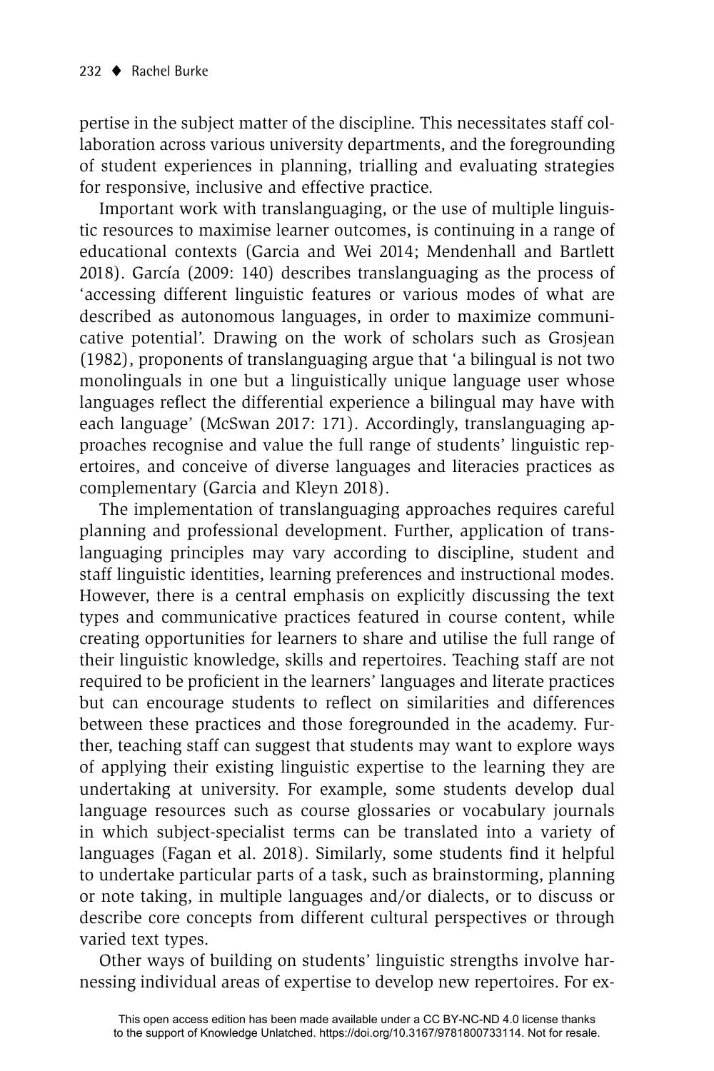pertise in the subject matter of the discipline. This necessitates staff collaboration across various university departments, and the foregrounding of student experiences in planning, trialling and evaluating strategies for responsive, inclusive and effective practice.

Important work with translanguaging, or the use of multiple linguistic resources to maximise learner outcomes, is continuing in a range of educational contexts (Garcia and Wei 2014; Mendenhall and Bartlett 2018). García (2009: 140) describes translanguaging as the process of 'accessing different linguistic features or various modes of what are described as autonomous languages, in order to maximize communicative potential'. Drawing on the work of scholars such as Grosjean (1982), proponents of translanguaging argue that 'a bilingual is not two monolinguals in one but a linguistically unique language user whose languages reflect the differential experience a bilingual may have with each language' (McSwan 2017: 171). Accordingly, translanguaging approaches recognise and value the full range of students' linguistic repertoires, and conceive of diverse languages and literacies practices as complementary (Garcia and Kleyn 2018).

The implementation of translanguaging approaches requires careful planning and professional development. Further, application of translanguaging principles may vary according to discipline, student and staff linguistic identities, learning preferences and instructional modes. However, there is a central emphasis on explicitly discussing the text types and communicative practices featured in course content, while creating opportunities for learners to share and utilise the full range of their linguistic knowledge, skills and repertoires. Teaching staff are not required to be proficient in the learners' languages and literate practices but can encourage students to reflect on similarities and differences between these practices and those foregrounded in the academy. Further, teaching staff can suggest that students may want to explore ways of applying their existing linguistic expertise to the learning they are undertaking at university. For example, some students develop dual language resources such as course glossaries or vocabulary journals in which subject-specialist terms can be translated into a variety of languages (Fagan et al. 2018). Similarly, some students find it helpful to undertake particular parts of a task, such as brainstorming, planning or note taking, in multiple languages and/or dialects, or to discuss or describe core concepts from different cultural perspectives or through varied text types.

Other ways of building on students' linguistic strengths involve harnessing individual areas of expertise to develop new repertoires. For ex-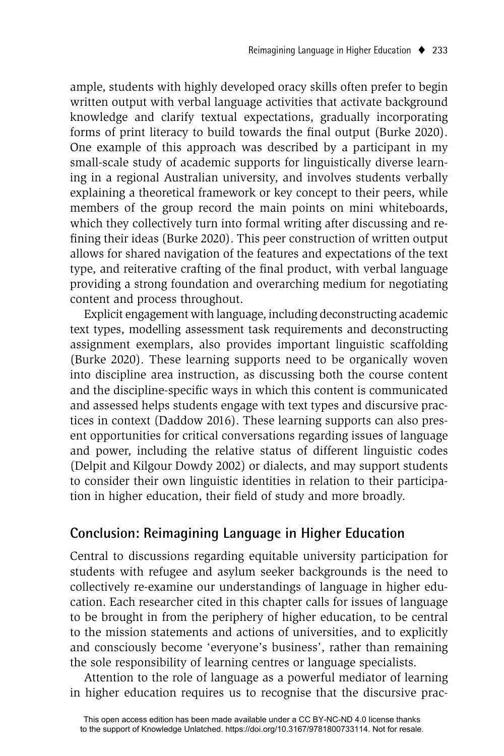ample, students with highly developed oracy skills often prefer to begin written output with verbal language activities that activate background knowledge and clarify textual expectations, gradually incorporating forms of print literacy to build towards the final output (Burke 2020). One example of this approach was described by a participant in my small-scale study of academic supports for linguistically diverse learning in a regional Australian university, and involves students verbally explaining a theoretical framework or key concept to their peers, while members of the group record the main points on mini whiteboards, which they collectively turn into formal writing after discussing and refining their ideas (Burke 2020). This peer construction of written output allows for shared navigation of the features and expectations of the text type, and reiterative crafting of the final product, with verbal language providing a strong foundation and overarching medium for negotiating content and process throughout.

Explicit engagement with language, including deconstructing academic text types, modelling assessment task requirements and deconstructing assignment exemplars, also provides important linguistic scaffolding (Burke 2020). These learning supports need to be organically woven into discipline area instruction, as discussing both the course content and the discipline-specific ways in which this content is communicated and assessed helps students engage with text types and discursive practices in context (Daddow 2016). These learning supports can also present opportunities for critical conversations regarding issues of language and power, including the relative status of different linguistic codes (Delpit and Kilgour Dowdy 2002) or dialects, and may support students to consider their own linguistic identities in relation to their participation in higher education, their field of study and more broadly.

## Conclusion: Reimagining Language in Higher Education

Central to discussions regarding equitable university participation for students with refugee and asylum seeker backgrounds is the need to collectively re-examine our understandings of language in higher education. Each researcher cited in this chapter calls for issues of language to be brought in from the periphery of higher education, to be central to the mission statements and actions of universities, and to explicitly and consciously become 'everyone's business', rather than remaining the sole responsibility of learning centres or language specialists.

Attention to the role of language as a powerful mediator of learning in higher education requires us to recognise that the discursive prac-

This open access edition has been made available under a CC BY-NC-ND 4.0 license thanks to the support of Knowledge Unlatched. https://doi.org/10.3167/9781800733114. Not for resale.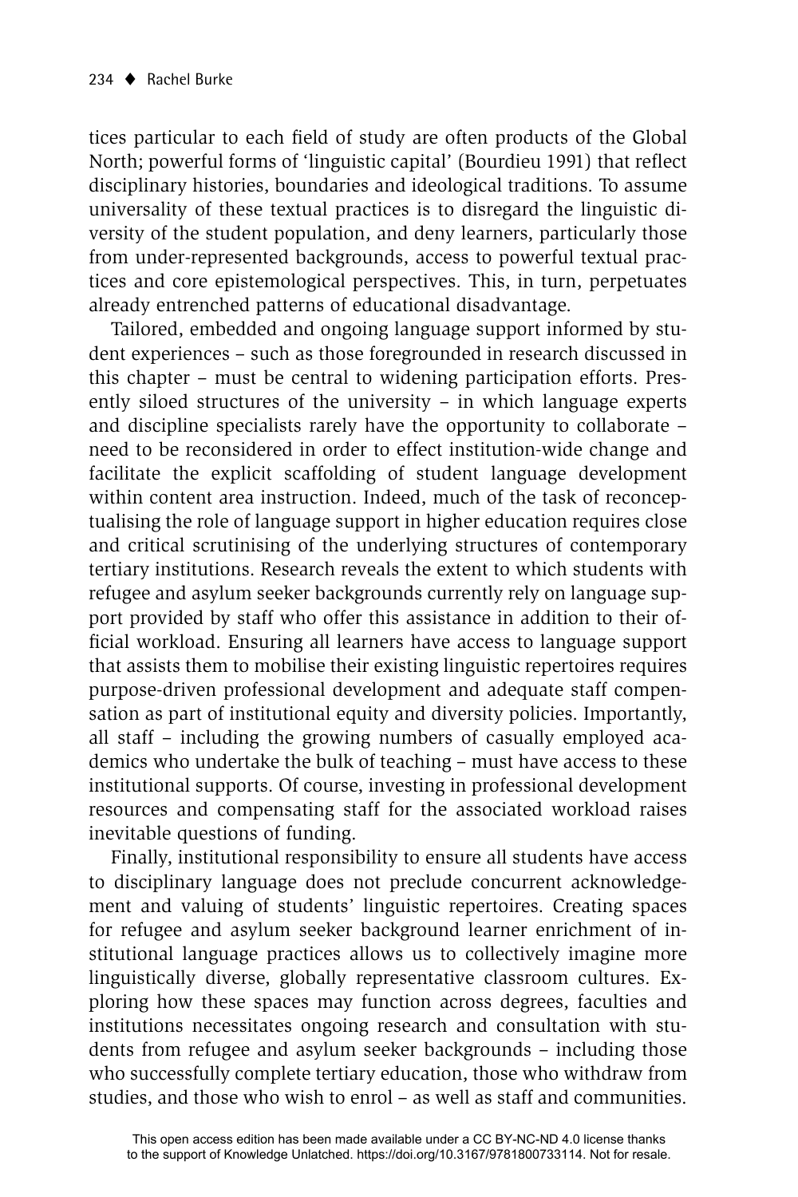tices particular to each field of study are often products of the Global North; powerful forms of 'linguistic capital' (Bourdieu 1991) that reflect disciplinary histories, boundaries and ideological traditions. To assume universality of these textual practices is to disregard the linguistic diversity of the student population, and deny learners, particularly those from under-represented backgrounds, access to powerful textual practices and core epistemological perspectives. This, in turn, perpetuates already entrenched patterns of educational disadvantage.

Tailored, embedded and ongoing language support informed by student experiences – such as those foregrounded in research discussed in this chapter – must be central to widening participation efforts. Presently siloed structures of the university – in which language experts and discipline specialists rarely have the opportunity to collaborate – need to be reconsidered in order to effect institution-wide change and facilitate the explicit scaffolding of student language development within content area instruction. Indeed, much of the task of reconceptualising the role of language support in higher education requires close and critical scrutinising of the underlying structures of contemporary tertiary institutions. Research reveals the extent to which students with refugee and asylum seeker backgrounds currently rely on language support provided by staff who offer this assistance in addition to their official workload. Ensuring all learners have access to language support that assists them to mobilise their existing linguistic repertoires requires purpose-driven professional development and adequate staff compensation as part of institutional equity and diversity policies. Importantly, all staff – including the growing numbers of casually employed academics who undertake the bulk of teaching – must have access to these institutional supports. Of course, investing in professional development resources and compensating staff for the associated workload raises inevitable questions of funding.

Finally, institutional responsibility to ensure all students have access to disciplinary language does not preclude concurrent acknowledgement and valuing of students' linguistic repertoires. Creating spaces for refugee and asylum seeker background learner enrichment of institutional language practices allows us to collectively imagine more linguistically diverse, globally representative classroom cultures. Exploring how these spaces may function across degrees, faculties and institutions necessitates ongoing research and consultation with students from refugee and asylum seeker backgrounds – including those who successfully complete tertiary education, those who withdraw from studies, and those who wish to enrol – as well as staff and communities.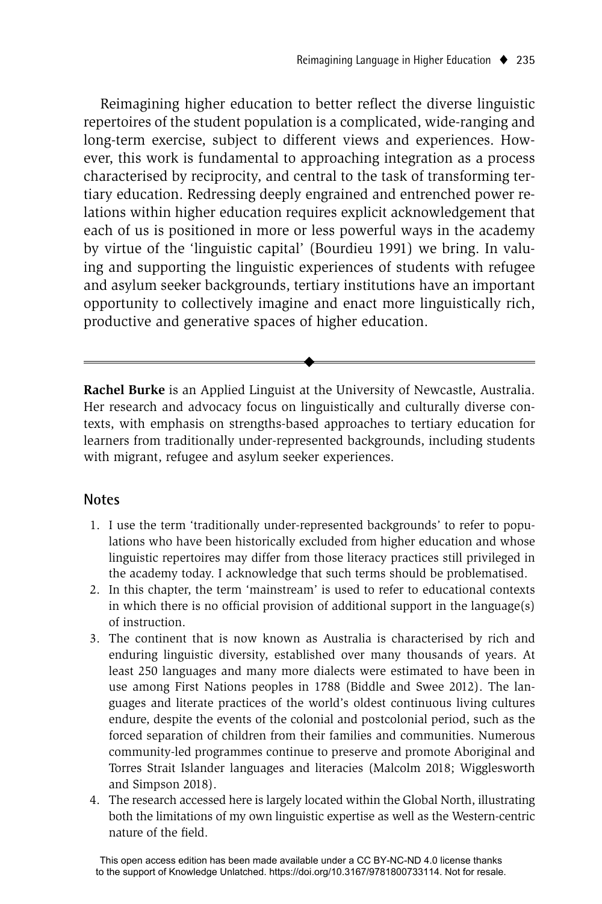Reimagining higher education to better reflect the diverse linguistic repertoires of the student population is a complicated, wide-ranging and long-term exercise, subject to different views and experiences. However, this work is fundamental to approaching integration as a process characterised by reciprocity, and central to the task of transforming tertiary education. Redressing deeply engrained and entrenched power relations within higher education requires explicit acknowledgement that each of us is positioned in more or less powerful ways in the academy by virtue of the 'linguistic capital' (Bourdieu 1991) we bring. In valuing and supporting the linguistic experiences of students with refugee and asylum seeker backgrounds, tertiary institutions have an important opportunity to collectively imagine and enact more linguistically rich, productive and generative spaces of higher education.

---

**Rachel Burke** is an Applied Linguist at the University of Newcastle, Australia. Her research and advocacy focus on linguistically and culturally diverse contexts, with emphasis on strengths-based approaches to tertiary education for learners from traditionally under-represented backgrounds, including students with migrant, refugee and asylum seeker experiences.

## Notes

1. I use the term 'traditionally under-represented backgrounds' to refer to populations who have been historically excluded from higher education and whose linguistic repertoires may differ from those literacy practices still privileged in the academy today. I acknowledge that such terms should be problematised.
2. In this chapter, the term 'mainstream' is used to refer to educational contexts in which there is no official provision of additional support in the language(s) of instruction.
3. The continent that is now known as Australia is characterised by rich and enduring linguistic diversity, established over many thousands of years. At least 250 languages and many more dialects were estimated to have been in use among First Nations peoples in 1788 (Biddle and Swee 2012). The languages and literate practices of the world's oldest continuous living cultures endure, despite the events of the colonial and postcolonial period, such as the forced separation of children from their families and communities. Numerous community-led programmes continue to preserve and promote Aboriginal and Torres Strait Islander languages and literacies (Malcolm 2018; Wigglesworth and Simpson 2018).
4. The research accessed here is largely located within the Global North, illustrating both the limitations of my own linguistic expertise as well as the Western-centric nature of the field.

This open access edition has been made available under a CC BY-NC-ND 4.0 license thanks to the support of Knowledge Unlatched. https://doi.org/10.3167/9781800733114. Not for resale.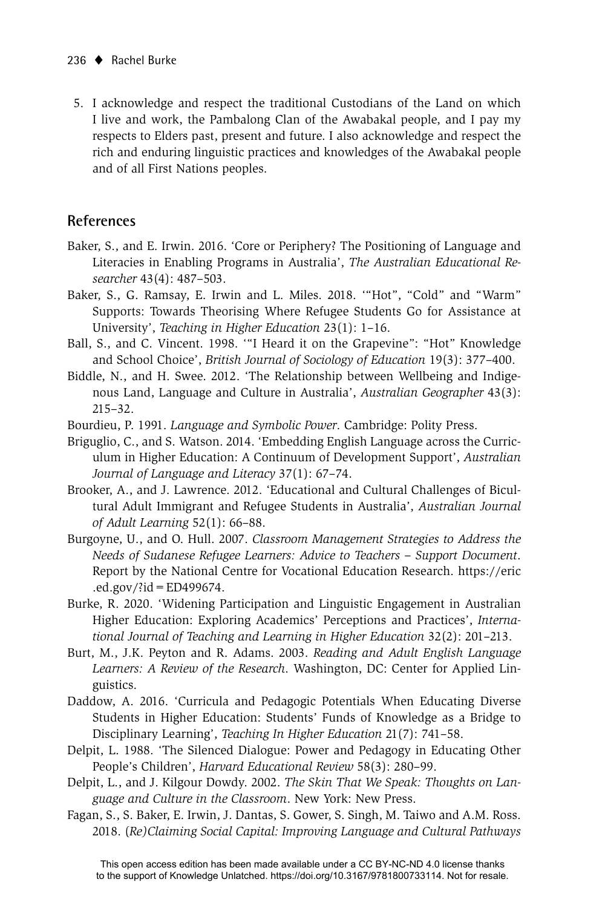5. I acknowledge and respect the traditional Custodians of the Land on which I live and work, the Pambalong Clan of the Awabakal people, and I pay my respects to Elders past, present and future. I also acknowledge and respect the rich and enduring linguistic practices and knowledges of the Awabakal people and of all First Nations peoples.

## References

Baker, S., and E. Irwin. 2016. 'Core or Periphery? The Positioning of Language and Literacies in Enabling Programs in Australia', *The Australian Educational Researcher* 43(4): 487–503.

Baker, S., G. Ramsay, E. Irwin and L. Miles. 2018. '"Hot", "Cold" and "Warm" Supports: Towards Theorising Where Refugee Students Go for Assistance at University', *Teaching in Higher Education* 23(1): 1–16.

Ball, S., and C. Vincent. 1998. '"I Heard it on the Grapevine": "Hot" Knowledge and School Choice', *British Journal of Sociology of Education* 19(3): 377–400.

Biddle, N., and H. Swee. 2012. 'The Relationship between Wellbeing and Indigenous Land, Language and Culture in Australia', *Australian Geographer* 43(3): 215–32.

Bourdieu, P. 1991. *Language and Symbolic Power*. Cambridge: Polity Press.

Briguglio, C., and S. Watson. 2014. 'Embedding English Language across the Curriculum in Higher Education: A Continuum of Development Support', *Australian Journal of Language and Literacy* 37(1): 67–74.

Brooker, A., and J. Lawrence. 2012. 'Educational and Cultural Challenges of Bicultural Adult Immigrant and Refugee Students in Australia', *Australian Journal of Adult Learning* 52(1): 66–88.

Burgoyne, U., and O. Hull. 2007. *Classroom Management Strategies to Address the Needs of Sudanese Refugee Learners: Advice to Teachers – Support Document*. Report by the National Centre for Vocational Education Research. https://eric.ed.gov/?id=ED499674.

Burke, R. 2020. 'Widening Participation and Linguistic Engagement in Australian Higher Education: Exploring Academics' Perceptions and Practices', *International Journal of Teaching and Learning in Higher Education* 32(2): 201–213.

Burt, M., J.K. Peyton and R. Adams. 2003. *Reading and Adult English Language Learners: A Review of the Research*. Washington, DC: Center for Applied Linguistics.

Daddow, A. 2016. 'Curricula and Pedagogic Potentials When Educating Diverse Students in Higher Education: Students' Funds of Knowledge as a Bridge to Disciplinary Learning', *Teaching In Higher Education* 21(7): 741–58.

Delpit, L. 1988. 'The Silenced Dialogue: Power and Pedagogy in Educating Other People's Children', *Harvard Educational Review* 58(3): 280–99.

Delpit, L., and J. Kilgour Dowdy. 2002. *The Skin That We Speak: Thoughts on Language and Culture in the Classroom*. New York: New Press.

Fagan, S., S. Baker, E. Irwin, J. Dantas, S. Gower, S. Singh, M. Taiwo and A.M. Ross. 2018. *(Re)Claiming Social Capital: Improving Language and Cultural Pathways*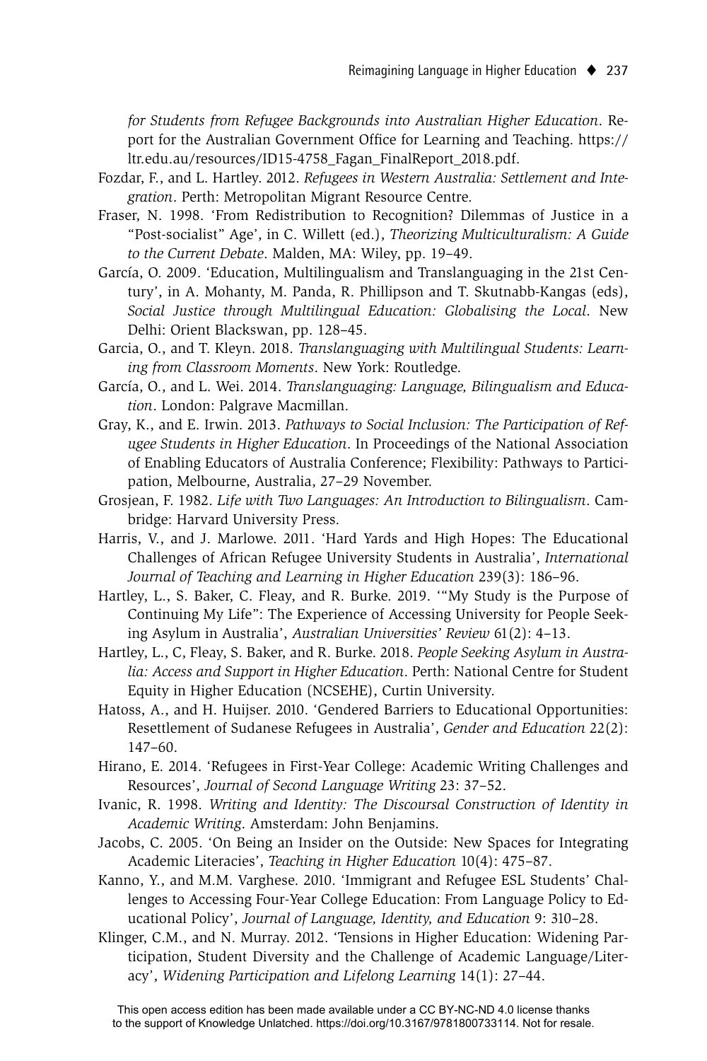*for Students from Refugee Backgrounds into Australian Higher Education*. Report for the Australian Government Office for Learning and Teaching. https://ltr.edu.au/resources/ID15-4758_Fagan_FinalReport_2018.pdf.

Fozdar, F., and L. Hartley. 2012. *Refugees in Western Australia: Settlement and Integration*. Perth: Metropolitan Migrant Resource Centre.

Fraser, N. 1998. 'From Redistribution to Recognition? Dilemmas of Justice in a "Post-socialist" Age', in C. Willett (ed.), *Theorizing Multiculturalism: A Guide to the Current Debate*. Malden, MA: Wiley, pp. 19–49.

García, O. 2009. 'Education, Multilingualism and Translanguaging in the 21st Century', in A. Mohanty, M. Panda, R. Phillipson and T. Skutnabb-Kangas (eds), *Social Justice through Multilingual Education: Globalising the Local*. New Delhi: Orient Blackswan, pp. 128–45.

Garcia, O., and T. Kleyn. 2018. *Translanguaging with Multilingual Students: Learning from Classroom Moments*. New York: Routledge.

García, O., and L. Wei. 2014. *Translanguaging: Language, Bilingualism and Education*. London: Palgrave Macmillan.

Gray, K., and E. Irwin. 2013. *Pathways to Social Inclusion: The Participation of Refugee Students in Higher Education*. In Proceedings of the National Association of Enabling Educators of Australia Conference; Flexibility: Pathways to Participation, Melbourne, Australia, 27–29 November.

Grosjean, F. 1982. *Life with Two Languages: An Introduction to Bilingualism*. Cambridge: Harvard University Press.

Harris, V., and J. Marlowe. 2011. 'Hard Yards and High Hopes: The Educational Challenges of African Refugee University Students in Australia', *International Journal of Teaching and Learning in Higher Education* 239(3): 186–96.

Hartley, L., S. Baker, C. Fleay, and R. Burke. 2019. '"My Study is the Purpose of Continuing My Life": The Experience of Accessing University for People Seeking Asylum in Australia', *Australian Universities' Review* 61(2): 4–13.

Hartley, L., C, Fleay, S. Baker, and R. Burke. 2018. *People Seeking Asylum in Australia: Access and Support in Higher Education*. Perth: National Centre for Student Equity in Higher Education (NCSEHE), Curtin University.

Hatoss, A., and H. Huijser. 2010. 'Gendered Barriers to Educational Opportunities: Resettlement of Sudanese Refugees in Australia', *Gender and Education* 22(2): 147–60.

Hirano, E. 2014. 'Refugees in First-Year College: Academic Writing Challenges and Resources', *Journal of Second Language Writing* 23: 37–52.

Ivanic, R. 1998. *Writing and Identity: The Discoursal Construction of Identity in Academic Writing*. Amsterdam: John Benjamins.

Jacobs, C. 2005. 'On Being an Insider on the Outside: New Spaces for Integrating Academic Literacies', *Teaching in Higher Education* 10(4): 475–87.

Kanno, Y., and M.M. Varghese. 2010. 'Immigrant and Refugee ESL Students' Challenges to Accessing Four-Year College Education: From Language Policy to Educational Policy', *Journal of Language, Identity, and Education* 9: 310–28.

Klinger, C.M., and N. Murray. 2012. 'Tensions in Higher Education: Widening Participation, Student Diversity and the Challenge of Academic Language/Literacy', *Widening Participation and Lifelong Learning* 14(1): 27–44.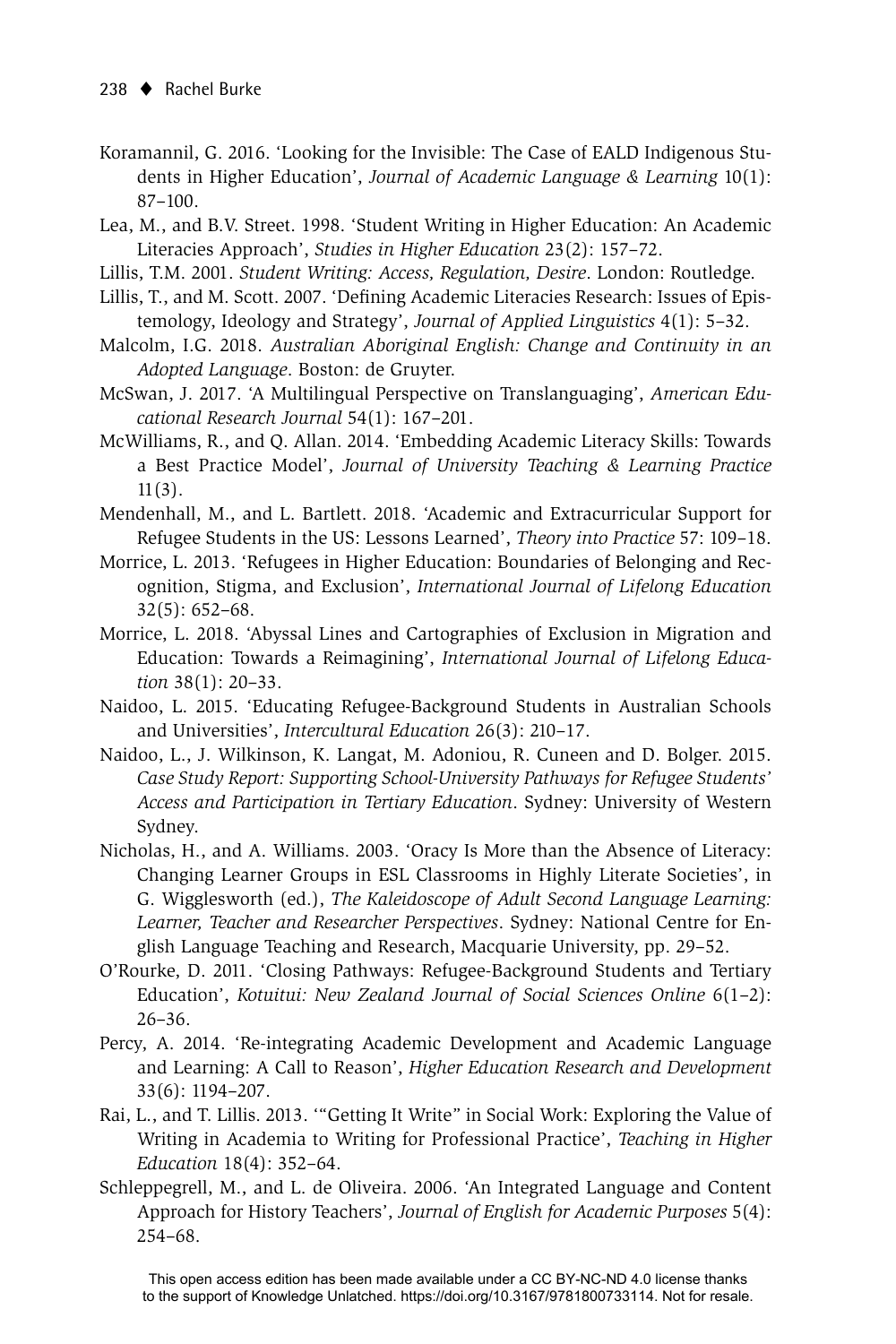Koramannil, G. 2016. 'Looking for the Invisible: The Case of EALD Indigenous Students in Higher Education', *Journal of Academic Language & Learning* 10(1): 87–100.

Lea, M., and B.V. Street. 1998. 'Student Writing in Higher Education: An Academic Literacies Approach', *Studies in Higher Education* 23(2): 157–72.

Lillis, T.M. 2001. *Student Writing: Access, Regulation, Desire*. London: Routledge.

Lillis, T., and M. Scott. 2007. 'Defining Academic Literacies Research: Issues of Epistemology, Ideology and Strategy', *Journal of Applied Linguistics* 4(1): 5–32.

Malcolm, I.G. 2018. *Australian Aboriginal English: Change and Continuity in an Adopted Language*. Boston: de Gruyter.

McSwan, J. 2017. 'A Multilingual Perspective on Translanguaging', *American Educational Research Journal* 54(1): 167–201.

McWilliams, R., and Q. Allan. 2014. 'Embedding Academic Literacy Skills: Towards a Best Practice Model', *Journal of University Teaching & Learning Practice* 11(3).

Mendenhall, M., and L. Bartlett. 2018. 'Academic and Extracurricular Support for Refugee Students in the US: Lessons Learned', *Theory into Practice* 57: 109–18.

Morrice, L. 2013. 'Refugees in Higher Education: Boundaries of Belonging and Recognition, Stigma, and Exclusion', *International Journal of Lifelong Education* 32(5): 652–68.

Morrice, L. 2018. 'Abyssal Lines and Cartographies of Exclusion in Migration and Education: Towards a Reimagining', *International Journal of Lifelong Education* 38(1): 20–33.

Naidoo, L. 2015. 'Educating Refugee-Background Students in Australian Schools and Universities', *Intercultural Education* 26(3): 210–17.

Naidoo, L., J. Wilkinson, K. Langat, M. Adoniou, R. Cuneen and D. Bolger. 2015. *Case Study Report: Supporting School-University Pathways for Refugee Students' Access and Participation in Tertiary Education*. Sydney: University of Western Sydney.

Nicholas, H., and A. Williams. 2003. 'Oracy Is More than the Absence of Literacy: Changing Learner Groups in ESL Classrooms in Highly Literate Societies', in G. Wigglesworth (ed.), *The Kaleidoscope of Adult Second Language Learning: Learner, Teacher and Researcher Perspectives*. Sydney: National Centre for English Language Teaching and Research, Macquarie University, pp. 29–52.

O'Rourke, D. 2011. 'Closing Pathways: Refugee-Background Students and Tertiary Education', *Kotuitui: New Zealand Journal of Social Sciences Online* 6(1–2): 26–36.

Percy, A. 2014. 'Re-integrating Academic Development and Academic Language and Learning: A Call to Reason', *Higher Education Research and Development* 33(6): 1194–207.

Rai, L., and T. Lillis. 2013. '"Getting It Write" in Social Work: Exploring the Value of Writing in Academia to Writing for Professional Practice', *Teaching in Higher Education* 18(4): 352–64.

Schleppegrell, M., and L. de Oliveira. 2006. 'An Integrated Language and Content Approach for History Teachers', *Journal of English for Academic Purposes* 5(4): 254–68.

This open access edition has been made available under a CC BY-NC-ND 4.0 license thanks to the support of Knowledge Unlatched. https://doi.org/10.3167/9781800733114. Not for resale.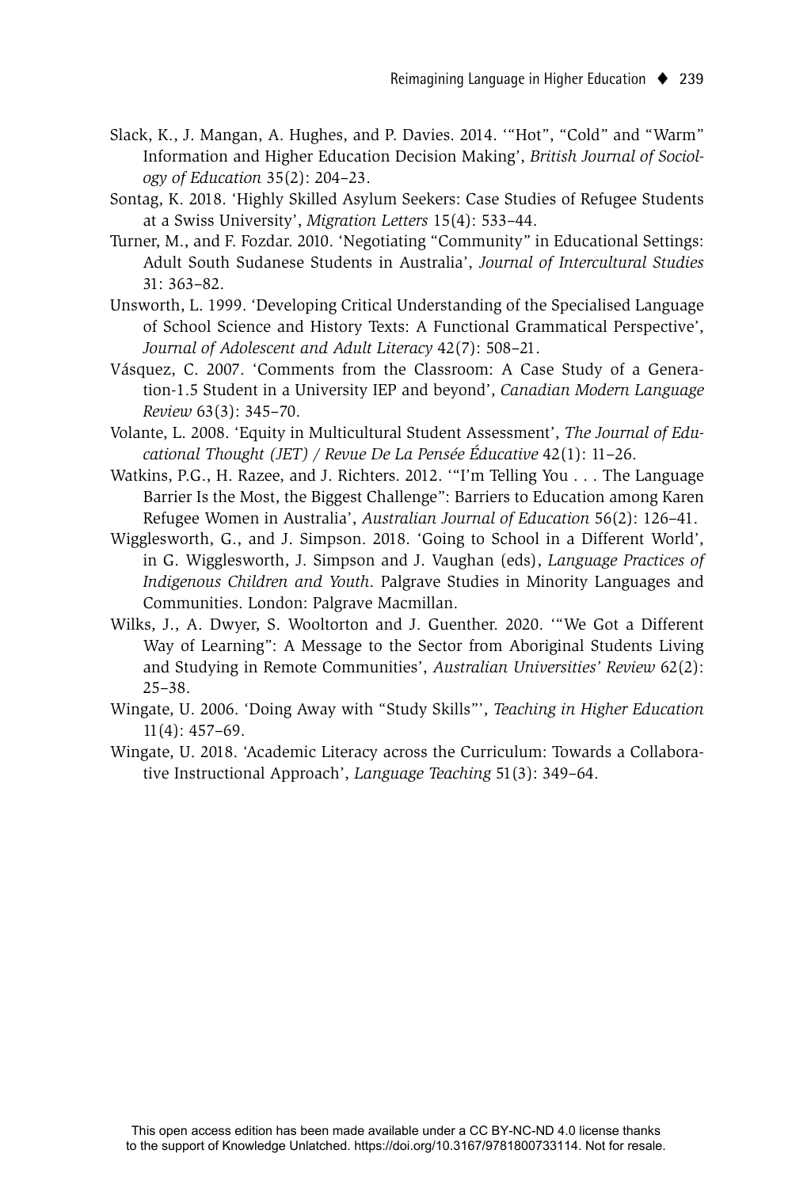Slack, K., J. Mangan, A. Hughes, and P. Davies. 2014. '"Hot", "Cold" and "Warm" Information and Higher Education Decision Making', *British Journal of Sociology of Education* 35(2): 204–23.

Sontag, K. 2018. 'Highly Skilled Asylum Seekers: Case Studies of Refugee Students at a Swiss University', *Migration Letters* 15(4): 533–44.

Turner, M., and F. Fozdar. 2010. 'Negotiating "Community" in Educational Settings: Adult South Sudanese Students in Australia', *Journal of Intercultural Studies* 31: 363–82.

Unsworth, L. 1999. 'Developing Critical Understanding of the Specialised Language of School Science and History Texts: A Functional Grammatical Perspective', *Journal of Adolescent and Adult Literacy* 42(7): 508–21.

Vásquez, C. 2007. 'Comments from the Classroom: A Case Study of a Generation-1.5 Student in a University IEP and beyond', *Canadian Modern Language Review* 63(3): 345–70.

Volante, L. 2008. 'Equity in Multicultural Student Assessment', *The Journal of Educational Thought (JET) / Revue De La Pensée Éducative* 42(1): 11–26.

Watkins, P.G., H. Razee, and J. Richters. 2012. '"I'm Telling You . . . The Language Barrier Is the Most, the Biggest Challenge": Barriers to Education among Karen Refugee Women in Australia', *Australian Journal of Education* 56(2): 126–41.

Wigglesworth, G., and J. Simpson. 2018. 'Going to School in a Different World', in G. Wigglesworth, J. Simpson and J. Vaughan (eds), *Language Practices of Indigenous Children and Youth*. Palgrave Studies in Minority Languages and Communities. London: Palgrave Macmillan.

Wilks, J., A. Dwyer, S. Wooltorton and J. Guenther. 2020. '"We Got a Different Way of Learning": A Message to the Sector from Aboriginal Students Living and Studying in Remote Communities', *Australian Universities' Review* 62(2): 25–38.

Wingate, U. 2006. 'Doing Away with "Study Skills"', *Teaching in Higher Education* 11(4): 457–69.

Wingate, U. 2018. 'Academic Literacy across the Curriculum: Towards a Collaborative Instructional Approach', *Language Teaching* 51(3): 349–64.

This open access edition has been made available under a CC BY-NC-ND 4.0 license thanks to the support of Knowledge Unlatched. https://doi.org/10.3167/9781800733114. Not for resale.